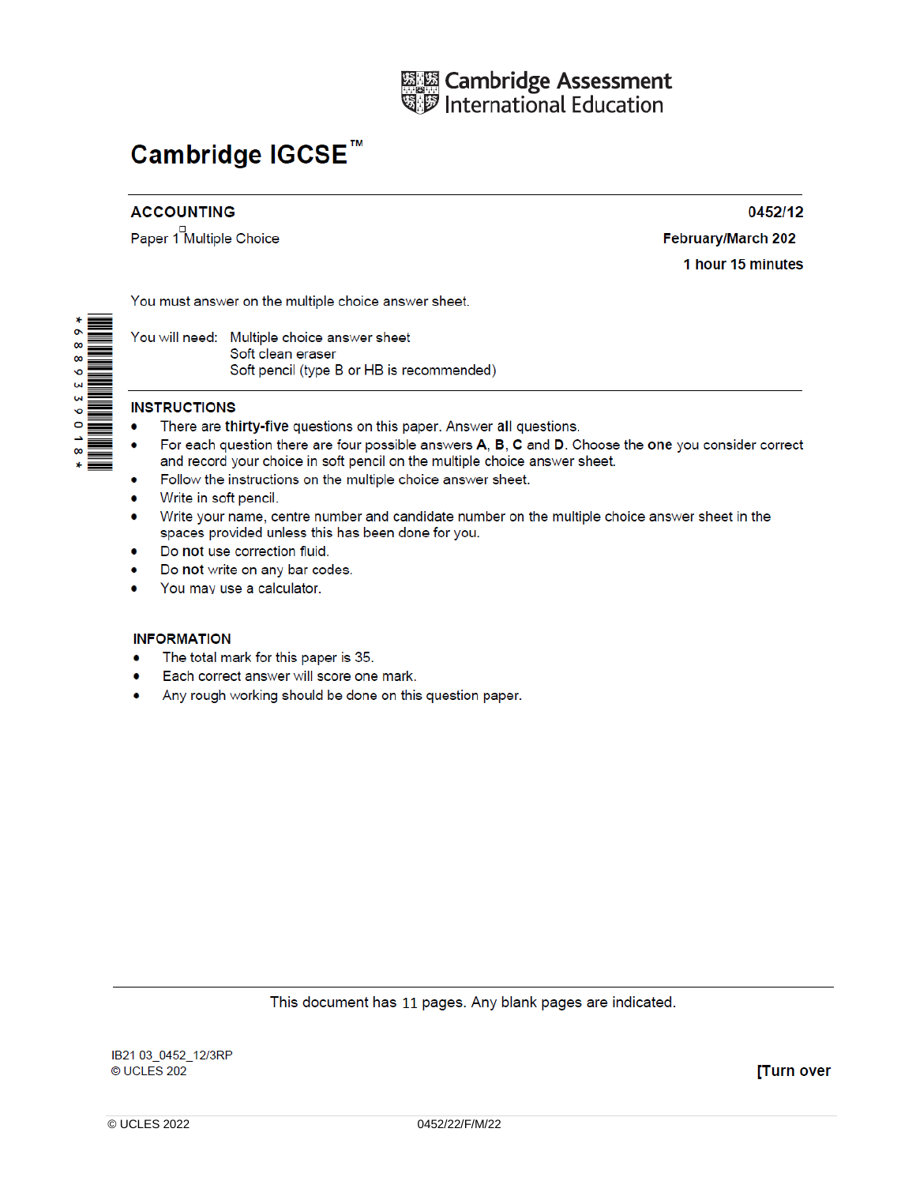Cambridge Assessment International Education

# Cambridge IGCSE™

**ACCOUNTING** **0452/12**

Paper 1 Multiple Choice **February/March 202**

**1 hour 15 minutes**

You must answer on the multiple choice answer sheet.

You will need: Multiple choice answer sheet
Soft clean eraser
Soft pencil (type B or HB is recommended)

**INSTRUCTIONS**

- There are **thirty-five** questions on this paper. Answer **all** questions.
- For each question there are four possible answers **A**, **B**, **C** and **D**. Choose the **one** you consider correct and record your choice in soft pencil on the multiple choice answer sheet.
- Follow the instructions on the multiple choice answer sheet.
- Write in soft pencil.
- Write your name, centre number and candidate number on the multiple choice answer sheet in the spaces provided unless this has been done for you.
- Do **not** use correction fluid.
- Do **not** write on any bar codes.
- You may use a calculator.

**INFORMATION**

- The total mark for this paper is 35.
- Each correct answer will score one mark.
- Any rough working should be done on this question paper.

This document has 11 pages. Any blank pages are indicated.

IB21 03_0452_12/3RP
© UCLES 202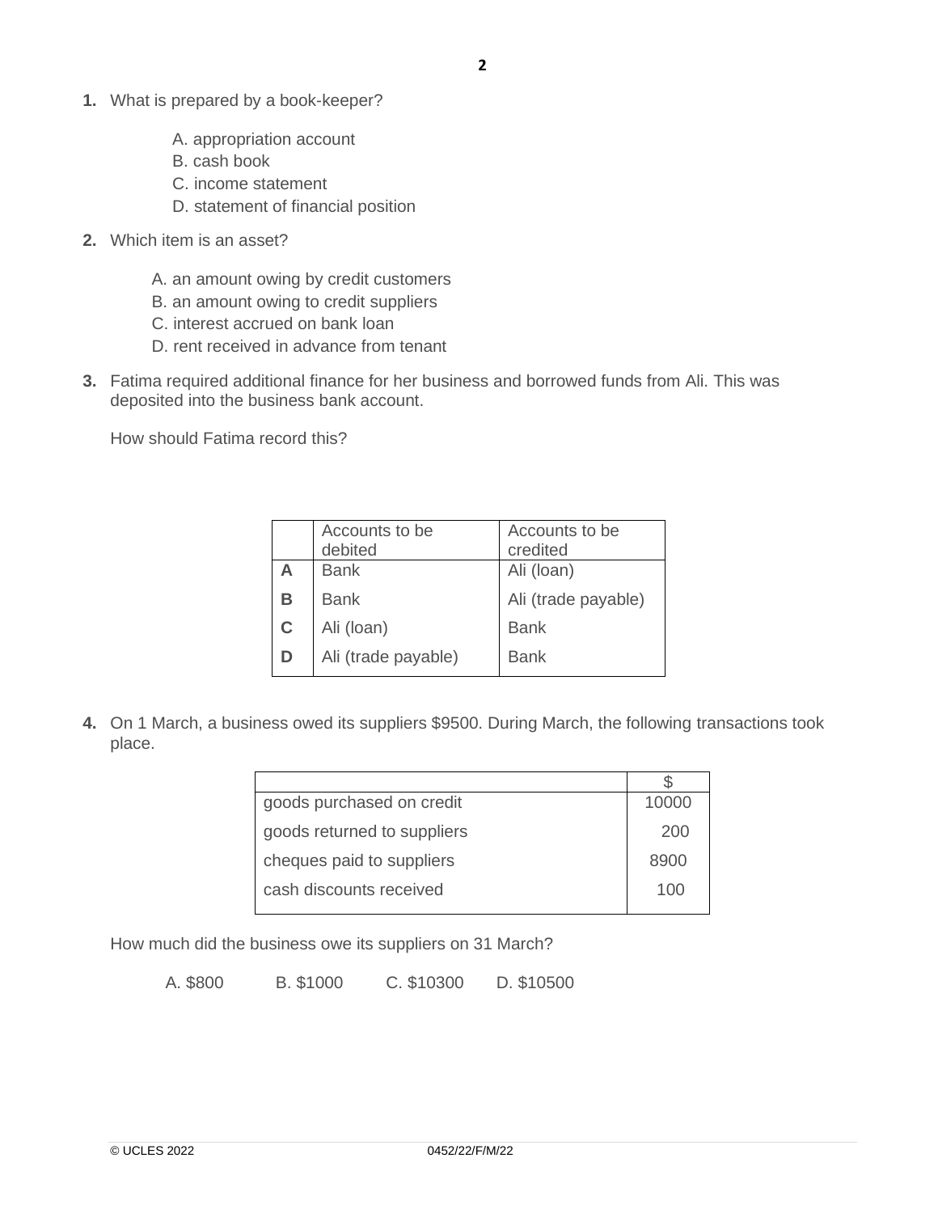**1.** What is prepared by a book-keeper?

A. appropriation account
B. cash book
C. income statement
D. statement of financial position

**2.** Which item is an asset?

A. an amount owing by credit customers
B. an amount owing to credit suppliers
C. interest accrued on bank loan
D. rent received in advance from tenant

**3.** Fatima required additional finance for her business and borrowed funds from Ali. This was deposited into the business bank account.

How should Fatima record this?

| | Accounts to be debited | Accounts to be credited |
|---|---|---|
| **A** | Bank | Ali (loan) |
| **B** | Bank | Ali (trade payable) |
| **C** | Ali (loan) | Bank |
| **D** | Ali (trade payable) | Bank |

**4.** On 1 March, a business owed its suppliers $9500. During March, the following transactions took place.

| | $ |
|---|---|
| goods purchased on credit | 10000 |
| goods returned to suppliers | 200 |
| cheques paid to suppliers | 8900 |
| cash discounts received | 100 |

How much did the business owe its suppliers on 31 March?

A. $800 B. $1000 C. $10300 D. $10500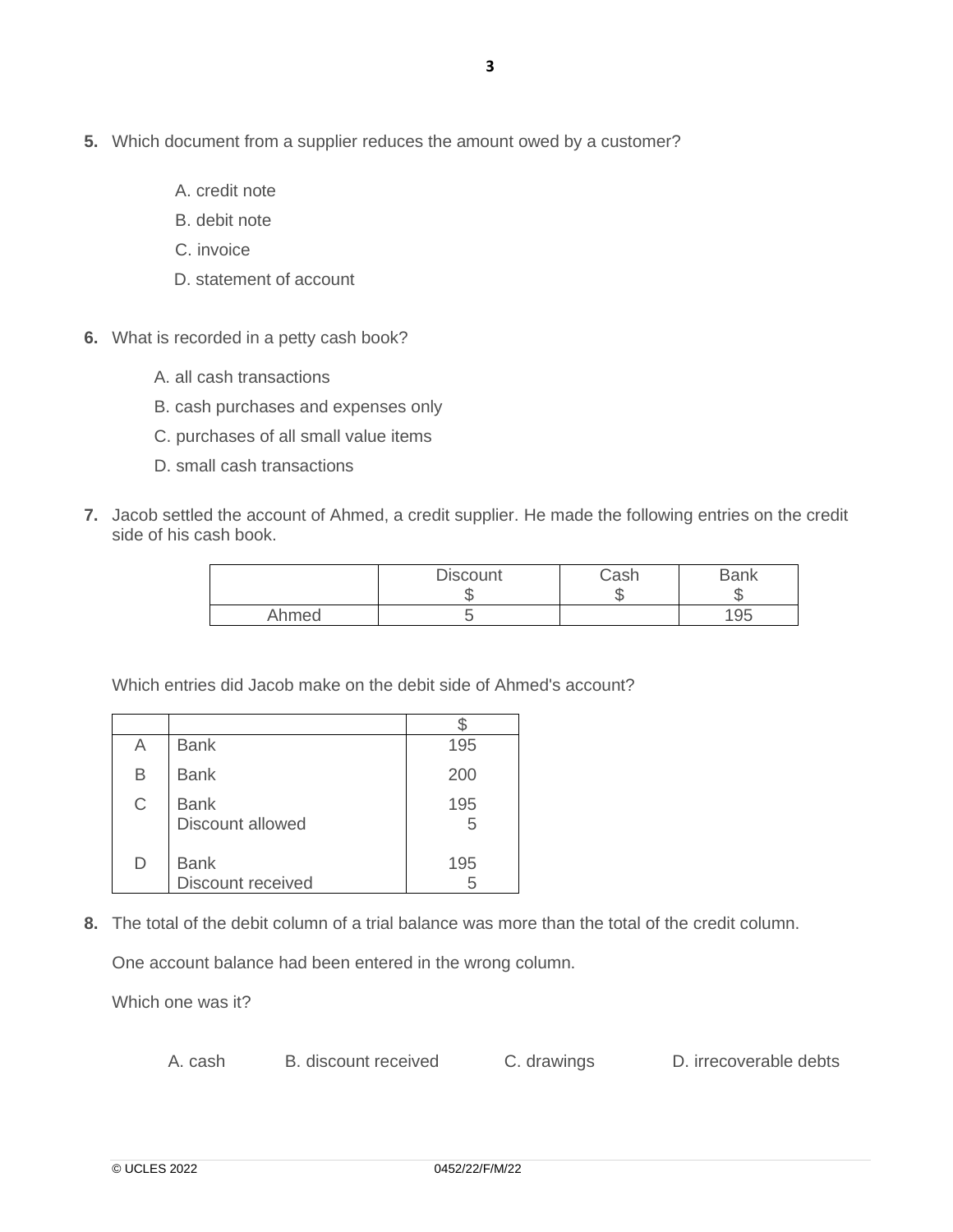**5.** Which document from a supplier reduces the amount owed by a customer?

A. credit note
B. debit note
C. invoice
D. statement of account

**6.** What is recorded in a petty cash book?

A. all cash transactions
B. cash purchases and expenses only
C. purchases of all small value items
D. small cash transactions

**7.** Jacob settled the account of Ahmed, a credit supplier. He made the following entries on the credit side of his cash book.

| | Discount<br>$ | Cash<br>$ | Bank<br>$ |
|---|---|---|---|
| Ahmed | 5 | | 195 |

Which entries did Jacob make on the debit side of Ahmed's account?

| | | $ |
|---|---|---|
| A | Bank | 195 |
| B | Bank | 200 |
| C | Bank<br>Discount allowed | 195<br>5 |
| D | Bank<br>Discount received | 195<br>5 |

**8.** The total of the debit column of a trial balance was more than the total of the credit column.

One account balance had been entered in the wrong column.

Which one was it?

A. cash    B. discount received    C. drawings    D. irrecoverable debts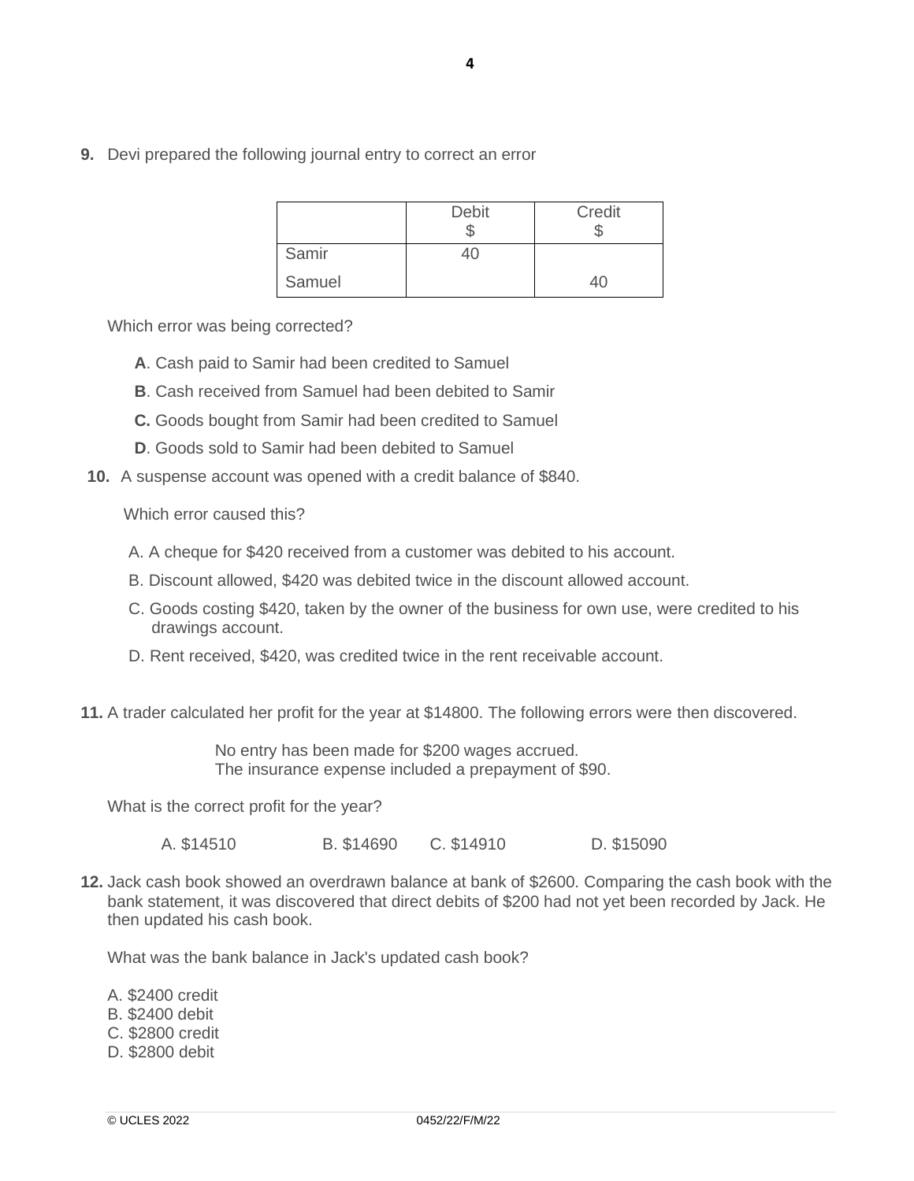**9.** Devi prepared the following journal entry to correct an error

| | Debit $ | Credit $ |
|---|---|---|
| Samir | 40 | |
| Samuel | | 40 |

Which error was being corrected?

**A**. Cash paid to Samir had been credited to Samuel

**B**. Cash received from Samuel had been debited to Samir

**C.** Goods bought from Samir had been credited to Samuel

**D**. Goods sold to Samir had been debited to Samuel

**10.** A suspense account was opened with a credit balance of $840.

Which error caused this?

A. A cheque for $420 received from a customer was debited to his account.

B. Discount allowed, $420 was debited twice in the discount allowed account.

C. Goods costing $420, taken by the owner of the business for own use, were credited to his drawings account.

D. Rent received, $420, was credited twice in the rent receivable account.

**11.** A trader calculated her profit for the year at $14800. The following errors were then discovered.

No entry has been made for $200 wages accrued.
The insurance expense included a prepayment of $90.

What is the correct profit for the year?

A. $14510 B. $14690 C. $14910 D. $15090

**12.** Jack cash book showed an overdrawn balance at bank of $2600. Comparing the cash book with the bank statement, it was discovered that direct debits of $200 had not yet been recorded by Jack. He then updated his cash book.

What was the bank balance in Jack's updated cash book?

A. $2400 credit
B. $2400 debit
C. $2800 credit
D. $2800 debit

© UCLES 2022 0452/22/F/M/22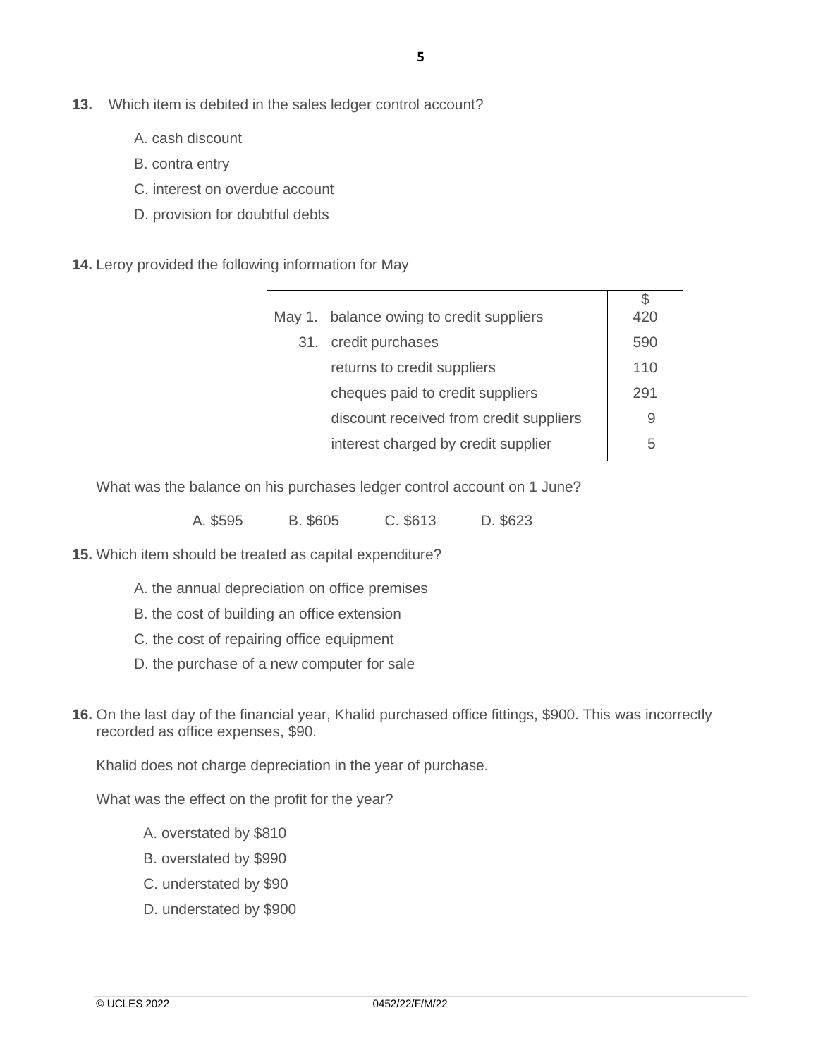**13.** Which item is debited in the sales ledger control account?

A. cash discount

B. contra entry

C. interest on overdue account

D. provision for doubtful debts

**14.** Leroy provided the following information for May

| | | $ |
|---|---|---|
| May 1. | balance owing to credit suppliers | 420 |
| 31. | credit purchases | 590 |
| | returns to credit suppliers | 110 |
| | cheques paid to credit suppliers | 291 |
| | discount received from credit suppliers | 9 |
| | interest charged by credit supplier | 5 |

What was the balance on his purchases ledger control account on 1 June?

A. $595 B. $605 C. $613 D. $623

**15.** Which item should be treated as capital expenditure?

A. the annual depreciation on office premises

B. the cost of building an office extension

C. the cost of repairing office equipment

D. the purchase of a new computer for sale

**16.** On the last day of the financial year, Khalid purchased office fittings, $900. This was incorrectly recorded as office expenses, $90.

Khalid does not charge depreciation in the year of purchase.

What was the effect on the profit for the year?

A. overstated by $810

B. overstated by $990

C. understated by $90

D. understated by $900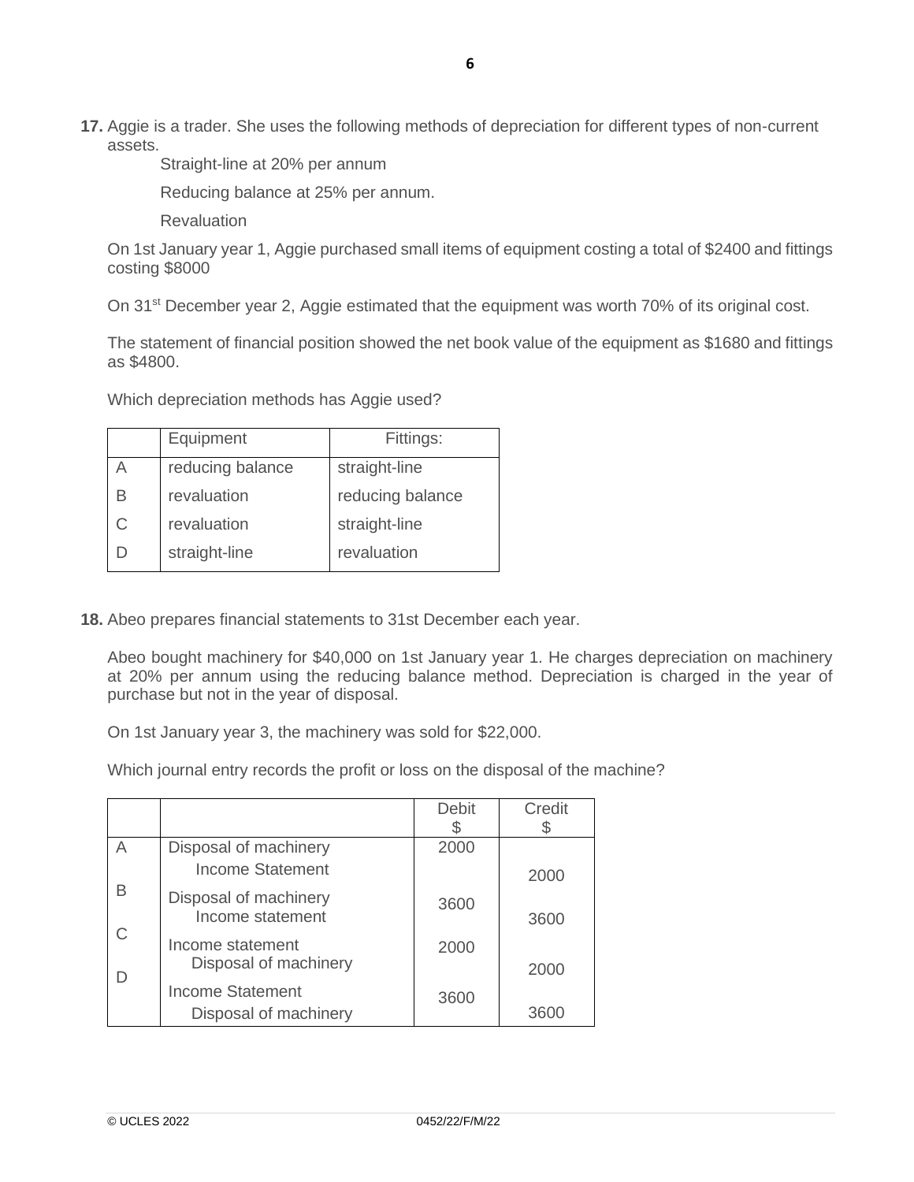**17.** Aggie is a trader. She uses the following methods of depreciation for different types of non-current assets.

Straight-line at 20% per annum

Reducing balance at 25% per annum.

Revaluation

On 1st January year 1, Aggie purchased small items of equipment costing a total of $2400 and fittings costing $8000

On 31st December year 2, Aggie estimated that the equipment was worth 70% of its original cost.

The statement of financial position showed the net book value of the equipment as $1680 and fittings as $4800.

Which depreciation methods has Aggie used?

| | Equipment | Fittings: |
|---|---|---|
| A | reducing balance | straight-line |
| B | revaluation | reducing balance |
| C | revaluation | straight-line |
| D | straight-line | revaluation |

**18.** Abeo prepares financial statements to 31st December each year.

Abeo bought machinery for $40,000 on 1st January year 1. He charges depreciation on machinery at 20% per annum using the reducing balance method. Depreciation is charged in the year of purchase but not in the year of disposal.

On 1st January year 3, the machinery was sold for $22,000.

Which journal entry records the profit or loss on the disposal of the machine?

| | | Debit $ | Credit $ |
|---|---|---|---|
| A | Disposal of machinery | 2000 | |
| | Income Statement | | 2000 |
| B | Disposal of machinery | 3600 | |
| | Income statement | | 3600 |
| C | Income statement | 2000 | |
| | Disposal of machinery | | 2000 |
| D | Income Statement | 3600 | |
| | Disposal of machinery | | 3600 |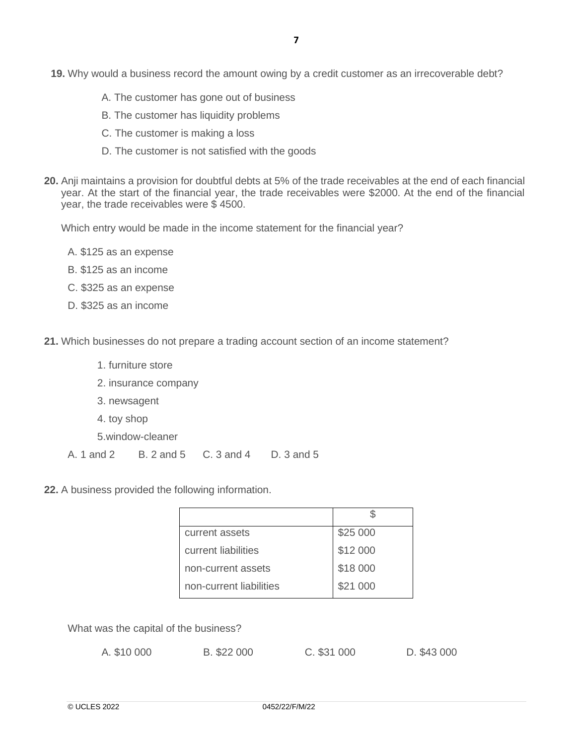**19.** Why would a business record the amount owing by a credit customer as an irrecoverable debt?

A. The customer has gone out of business

B. The customer has liquidity problems

C. The customer is making a loss

D. The customer is not satisfied with the goods

**20.** Anji maintains a provision for doubtful debts at 5% of the trade receivables at the end of each financial year. At the start of the financial year, the trade receivables were $2000. At the end of the financial year, the trade receivables were $ 4500.

Which entry would be made in the income statement for the financial year?

A. $125 as an expense

B. $125 as an income

C. $325 as an expense

D. $325 as an income

**21.** Which businesses do not prepare a trading account section of an income statement?

1. furniture store
2. insurance company
3. newsagent
4. toy shop
5. window-cleaner

A. 1 and 2 &nbsp;&nbsp;&nbsp; B. 2 and 5 &nbsp;&nbsp;&nbsp; C. 3 and 4 &nbsp;&nbsp;&nbsp; D. 3 and 5

**22.** A business provided the following information.

| | $ |
|---|---|
| current assets | $25 000 |
| current liabilities | $12 000 |
| non-current assets | $18 000 |
| non-current liabilities | $21 000 |

What was the capital of the business?

A. $10 000 &nbsp;&nbsp;&nbsp; B. $22 000 &nbsp;&nbsp;&nbsp; C. $31 000 &nbsp;&nbsp;&nbsp; D. $43 000

© UCLES 2022 &nbsp;&nbsp;&nbsp; 0452/22/F/M/22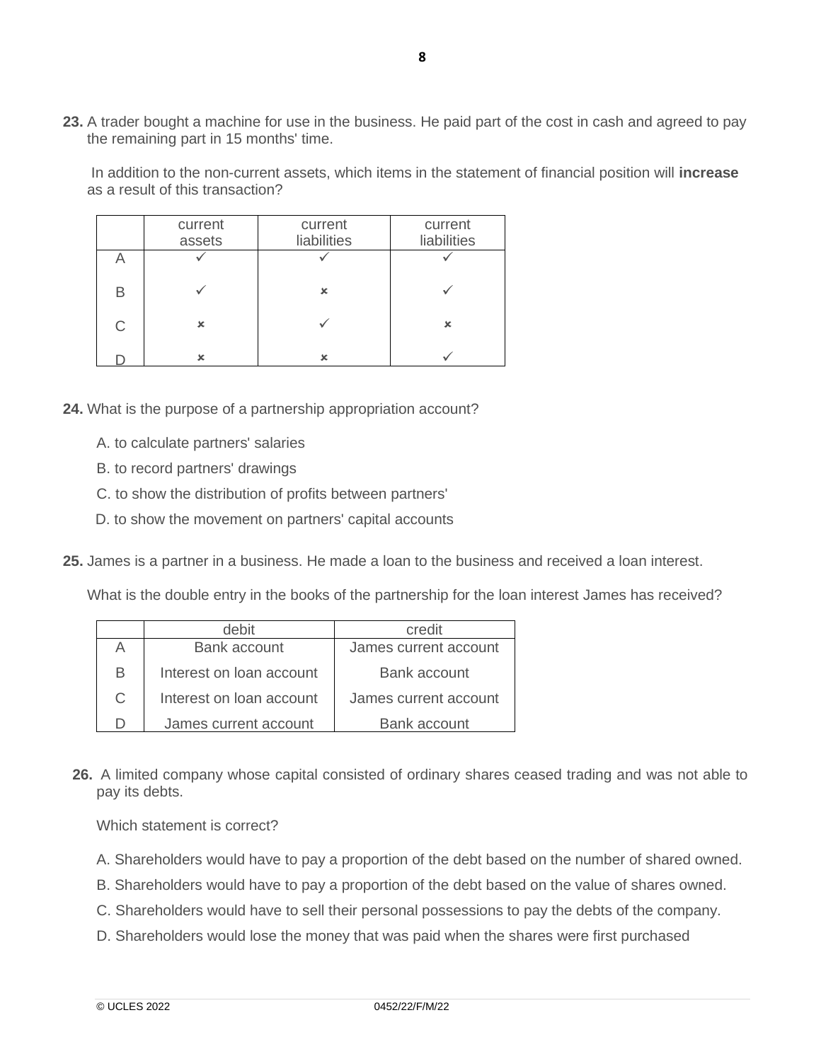**23.** A trader bought a machine for use in the business. He paid part of the cost in cash and agreed to pay the remaining part in 15 months' time.

In addition to the non-current assets, which items in the statement of financial position will **increase** as a result of this transaction?

| | current assets | current liabilities | current liabilities |
|---|---|---|---|
| A | ✓ | ✓ | ✓ |
| B | ✓ | ✗ | ✓ |
| C | ✗ | ✓ | ✗ |
| D | ✗ | ✗ | ✓ |

**24.** What is the purpose of a partnership appropriation account?

A. to calculate partners' salaries

B. to record partners' drawings

C. to show the distribution of profits between partners'

D. to show the movement on partners' capital accounts

**25.** James is a partner in a business. He made a loan to the business and received a loan interest.

What is the double entry in the books of the partnership for the loan interest James has received?

| | debit | credit |
|---|---|---|
| A | Bank account | James current account |
| B | Interest on loan account | Bank account |
| C | Interest on loan account | James current account |
| D | James current account | Bank account |

**26.** A limited company whose capital consisted of ordinary shares ceased trading and was not able to pay its debts.

Which statement is correct?

A. Shareholders would have to pay a proportion of the debt based on the number of shared owned.

B. Shareholders would have to pay a proportion of the debt based on the value of shares owned.

C. Shareholders would have to sell their personal possessions to pay the debts of the company.

D. Shareholders would lose the money that was paid when the shares were first purchased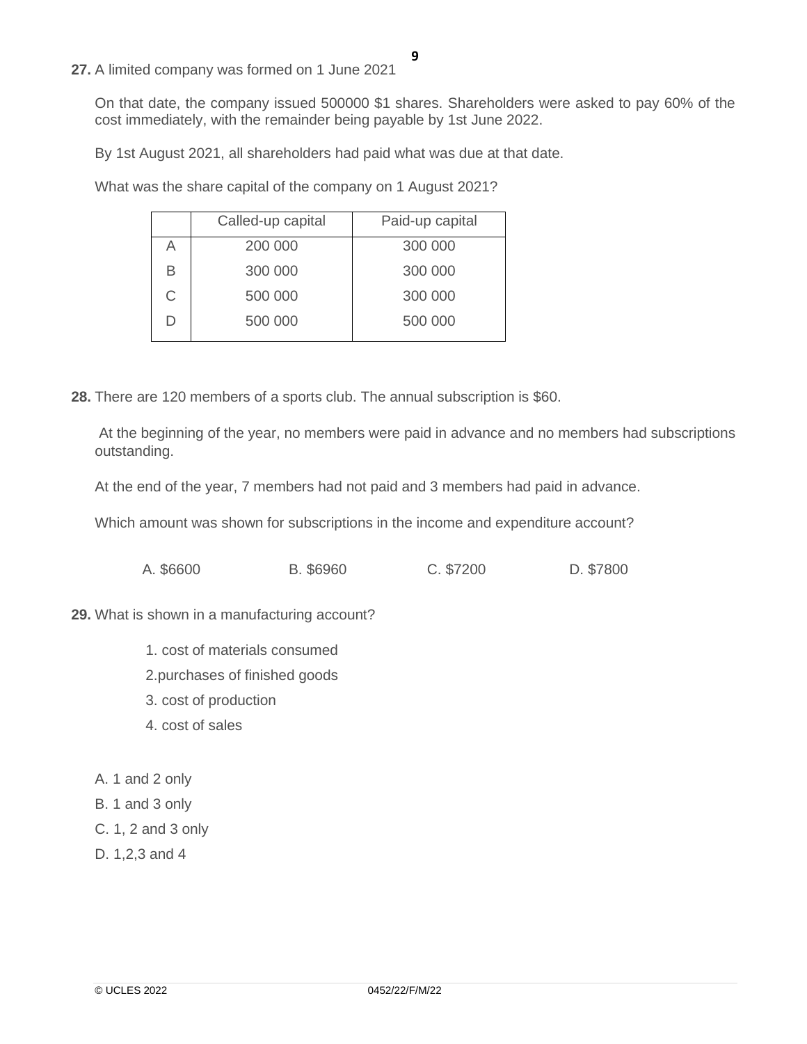**27.** A limited company was formed on 1 June 2021

On that date, the company issued 500000 $1 shares. Shareholders were asked to pay 60% of the cost immediately, with the remainder being payable by 1st June 2022.

By 1st August 2021, all shareholders had paid what was due at that date.

What was the share capital of the company on 1 August 2021?

| | Called-up capital | Paid-up capital |
|---|---|---|
| A | 200 000 | 300 000 |
| B | 300 000 | 300 000 |
| C | 500 000 | 300 000 |
| D | 500 000 | 500 000 |

**28.** There are 120 members of a sports club. The annual subscription is $60.

At the beginning of the year, no members were paid in advance and no members had subscriptions outstanding.

At the end of the year, 7 members had not paid and 3 members had paid in advance.

Which amount was shown for subscriptions in the income and expenditure account?

A. $6600 B. $6960 C. $7200 D. $7800

**29.** What is shown in a manufacturing account?

1. cost of materials consumed
2. purchases of finished goods
3. cost of production
4. cost of sales

A. 1 and 2 only

B. 1 and 3 only

C. 1, 2 and 3 only

D. 1,2,3 and 4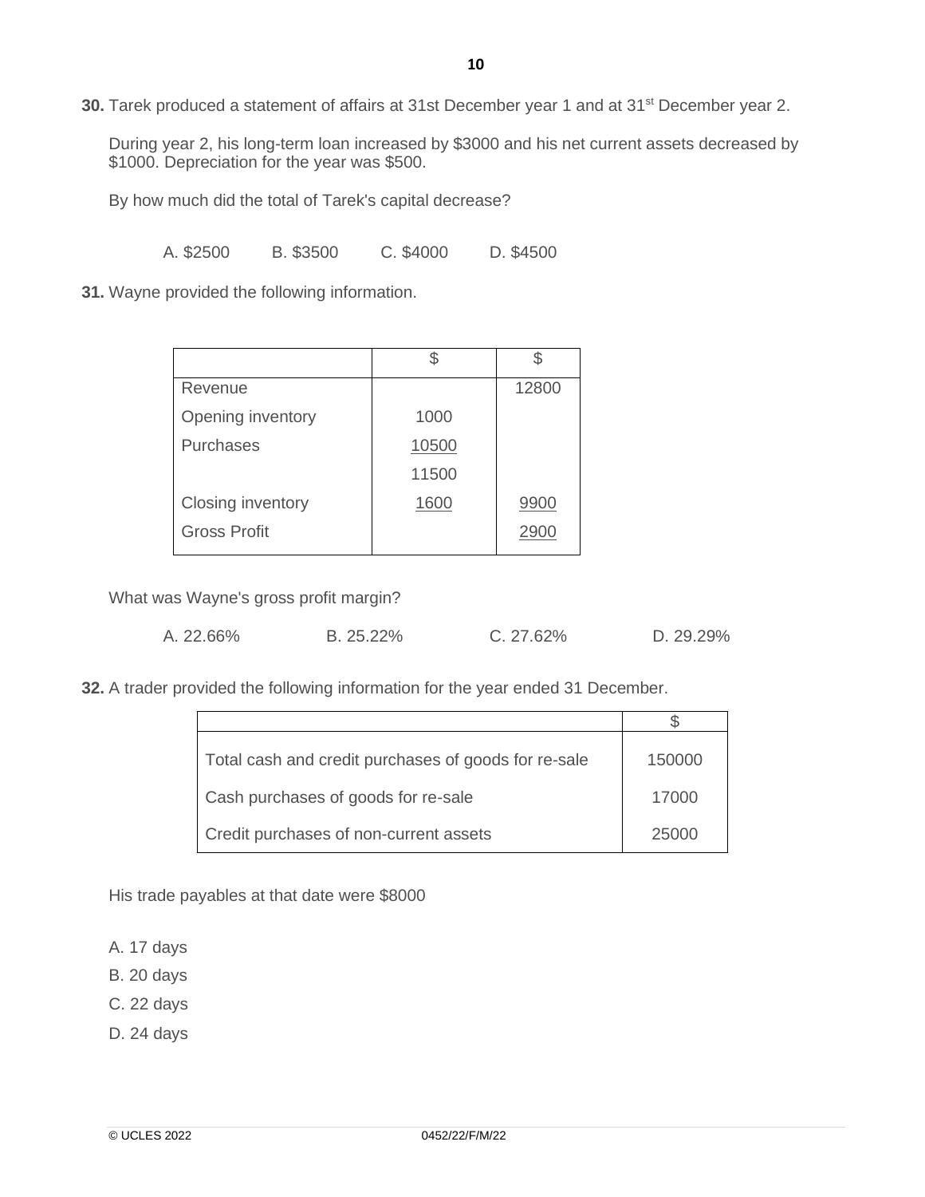**30.** Tarek produced a statement of affairs at 31st December year 1 and at 31st December year 2.

During year 2, his long-term loan increased by $3000 and his net current assets decreased by $1000. Depreciation for the year was $500.

By how much did the total of Tarek's capital decrease?

A. $2500  B. $3500  C. $4000  D. $4500

**31.** Wayne provided the following information.

| | $ | $ |
|---|---|---|
| Revenue | | 12800 |
| Opening inventory | 1000 | |
| Purchases | 10500 | |
| | 11500 | |
| Closing inventory | 1600 | 9900 |
| Gross Profit | | 2900 |

What was Wayne's gross profit margin?

A. 22.66%  B. 25.22%  C. 27.62%  D. 29.29%

**32.** A trader provided the following information for the year ended 31 December.

| | $ |
|---|---|
| Total cash and credit purchases of goods for re-sale | 150000 |
| Cash purchases of goods for re-sale | 17000 |
| Credit purchases of non-current assets | 25000 |

His trade payables at that date were $8000

A. 17 days

B. 20 days

C. 22 days

D. 24 days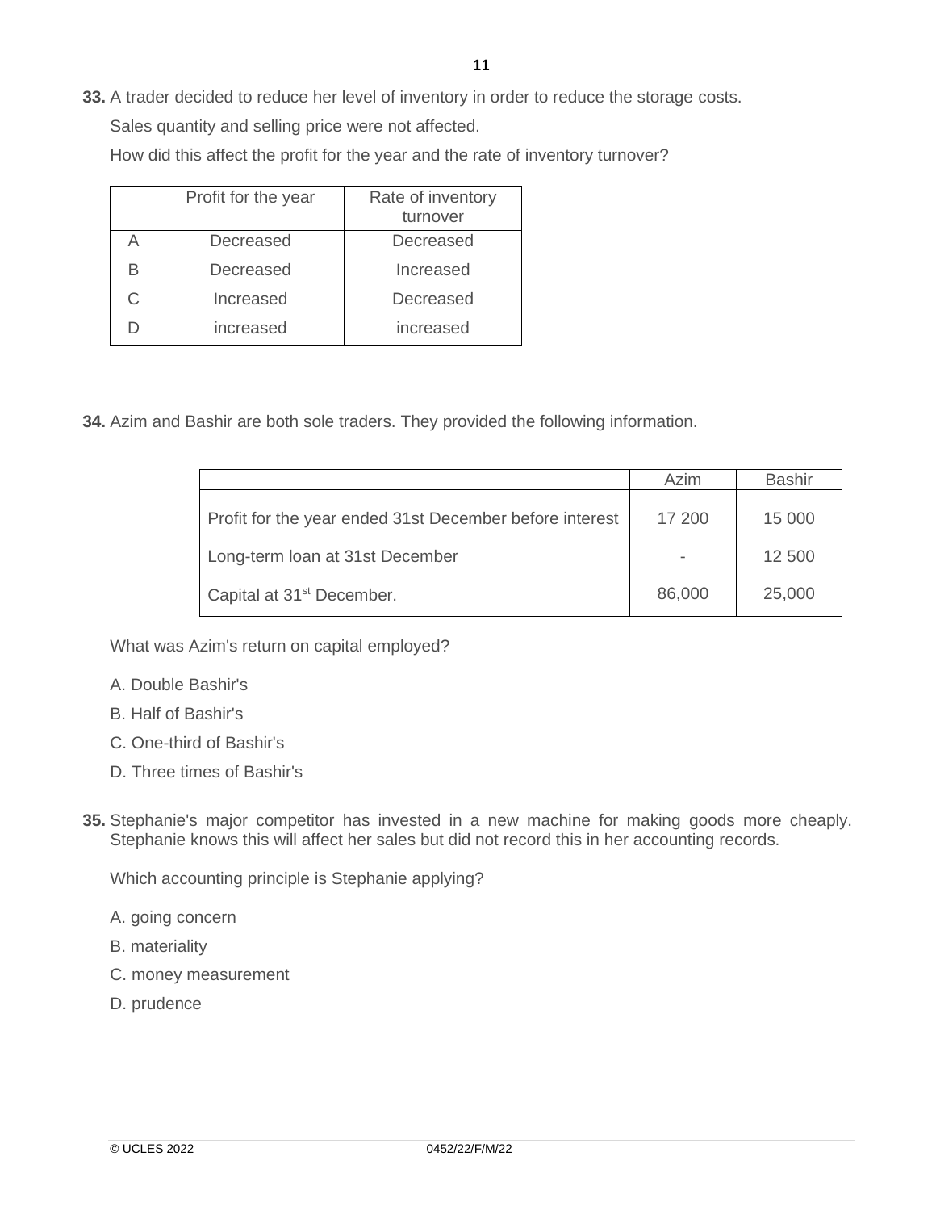**33.** A trader decided to reduce her level of inventory in order to reduce the storage costs.

Sales quantity and selling price were not affected.

How did this affect the profit for the year and the rate of inventory turnover?

| | Profit for the year | Rate of inventory turnover |
|---|---|---|
| A | Decreased | Decreased |
| B | Decreased | Increased |
| C | Increased | Decreased |
| D | increased | increased |

**34.** Azim and Bashir are both sole traders. They provided the following information.

| | Azim | Bashir |
|---|---|---|
| Profit for the year ended 31st December before interest | 17 200 | 15 000 |
| Long-term loan at 31st December | - | 12 500 |
| Capital at 31st December. | 86,000 | 25,000 |

What was Azim's return on capital employed?

A. Double Bashir's

B. Half of Bashir's

C. One-third of Bashir's

D. Three times of Bashir's

**35.** Stephanie's major competitor has invested in a new machine for making goods more cheaply. Stephanie knows this will affect her sales but did not record this in her accounting records.

Which accounting principle is Stephanie applying?

A. going concern

B. materiality

C. money measurement

D. prudence